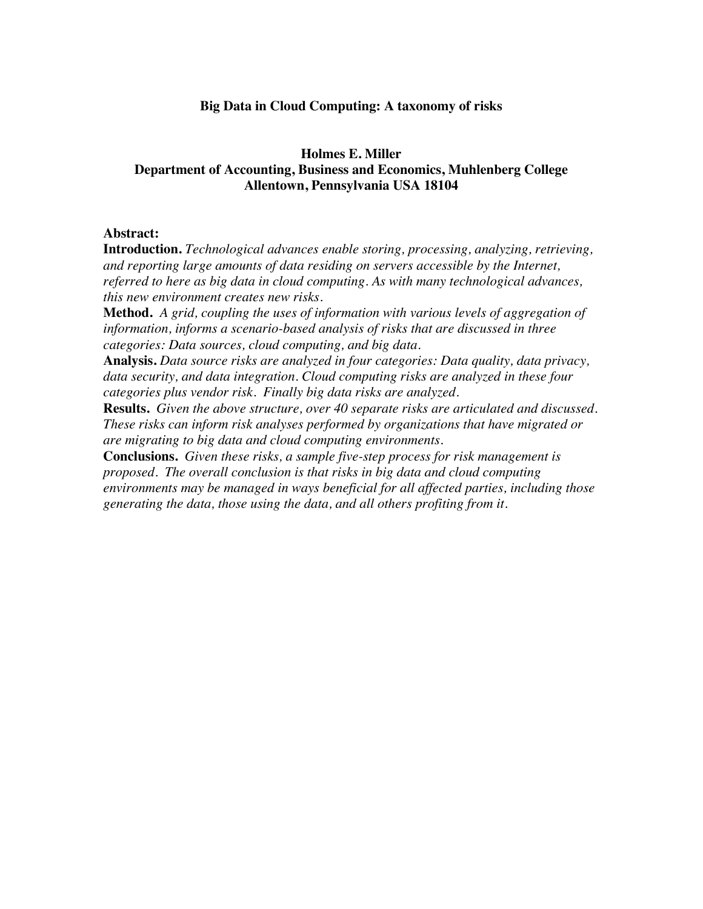# Big Data in Cloud Computing: A taxonomy of risks

**Holmes E. Miller**
**Department of Accounting, Business and Economics, Muhlenberg College**
**Allentown, Pennsylvania USA 18104**

**Abstract:**

**Introduction.** *Technological advances enable storing, processing, analyzing, retrieving, and reporting large amounts of data residing on servers accessible by the Internet, referred to here as big data in cloud computing. As with many technological advances, this new environment creates new risks.*

**Method.** *A grid, coupling the uses of information with various levels of aggregation of information, informs a scenario-based analysis of risks that are discussed in three categories: Data sources, cloud computing, and big data.*

**Analysis.** *Data source risks are analyzed in four categories: Data quality, data privacy, data security, and data integration. Cloud computing risks are analyzed in these four categories plus vendor risk. Finally big data risks are analyzed.*

**Results.** *Given the above structure, over 40 separate risks are articulated and discussed. These risks can inform risk analyses performed by organizations that have migrated or are migrating to big data and cloud computing environments.*

**Conclusions.** *Given these risks, a sample five-step process for risk management is proposed. The overall conclusion is that risks in big data and cloud computing environments may be managed in ways beneficial for all affected parties, including those generating the data, those using the data, and all others profiting from it.*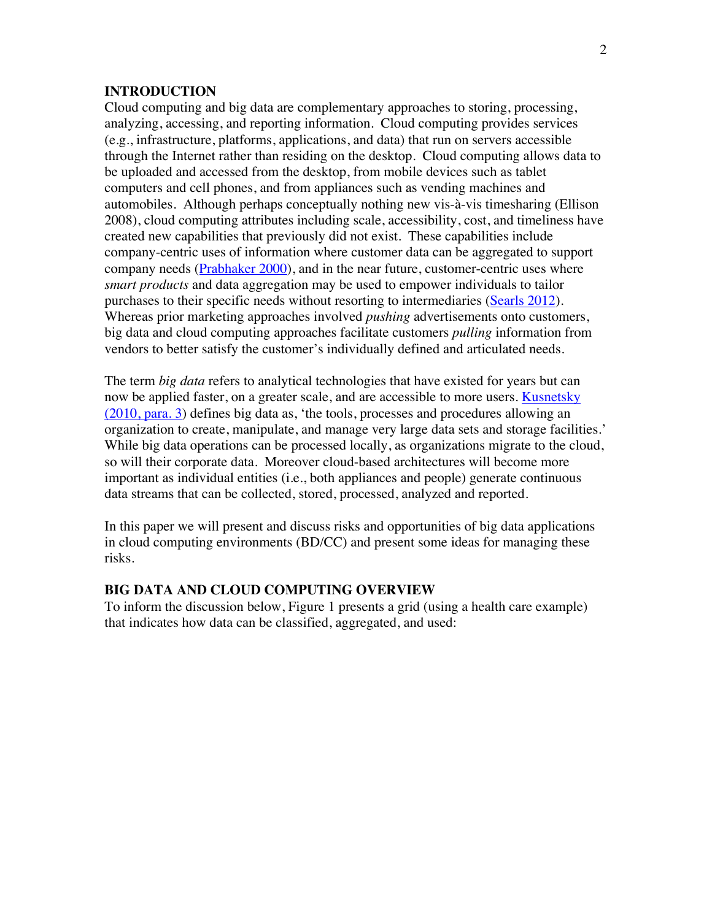## INTRODUCTION

Cloud computing and big data are complementary approaches to storing, processing, analyzing, accessing, and reporting information. Cloud computing provides services (e.g., infrastructure, platforms, applications, and data) that run on servers accessible through the Internet rather than residing on the desktop. Cloud computing allows data to be uploaded and accessed from the desktop, from mobile devices such as tablet computers and cell phones, and from appliances such as vending machines and automobiles. Although perhaps conceptually nothing new vis-à-vis timesharing (Ellison 2008), cloud computing attributes including scale, accessibility, cost, and timeliness have created new capabilities that previously did not exist. These capabilities include company-centric uses of information where customer data can be aggregated to support company needs (Prabhaker 2000), and in the near future, customer-centric uses where *smart products* and data aggregation may be used to empower individuals to tailor purchases to their specific needs without resorting to intermediaries (Searls 2012). Whereas prior marketing approaches involved *pushing* advertisements onto customers, big data and cloud computing approaches facilitate customers *pulling* information from vendors to better satisfy the customer's individually defined and articulated needs.

The term *big data* refers to analytical technologies that have existed for years but can now be applied faster, on a greater scale, and are accessible to more users. Kusnetsky (2010, para. 3) defines big data as, 'the tools, processes and procedures allowing an organization to create, manipulate, and manage very large data sets and storage facilities.' While big data operations can be processed locally, as organizations migrate to the cloud, so will their corporate data. Moreover cloud-based architectures will become more important as individual entities (i.e., both appliances and people) generate continuous data streams that can be collected, stored, processed, analyzed and reported.

In this paper we will present and discuss risks and opportunities of big data applications in cloud computing environments (BD/CC) and present some ideas for managing these risks.

## BIG DATA AND CLOUD COMPUTING OVERVIEW

To inform the discussion below, Figure 1 presents a grid (using a health care example) that indicates how data can be classified, aggregated, and used: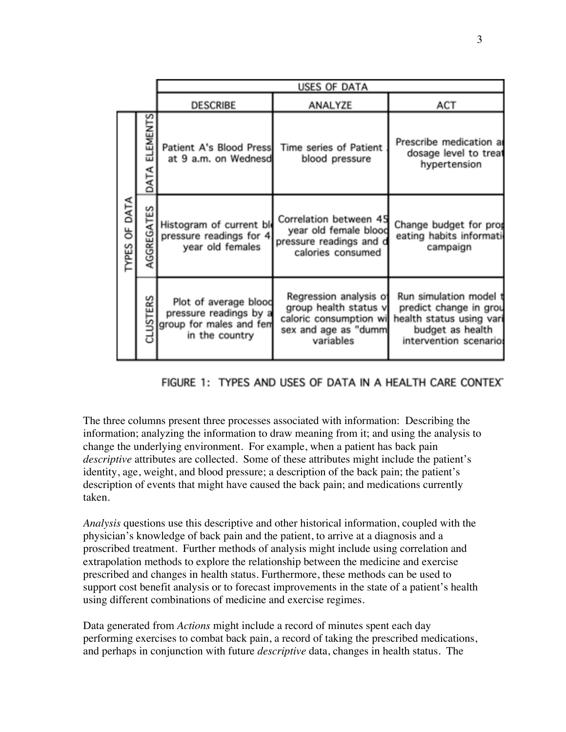| | | USES OF DATA | | |
|---|---|---|---|---|
| | | DESCRIBE | ANALYZE | ACT |
| TYPES OF DATA | DATA ELEMENTS | Patient A's Blood Press at 9 a.m. on Wednesd | Time series of Patient blood pressure | Prescribe medication a dosage level to treat hypertension |
| | AGGREGATES | Histogram of current bl pressure readings for 4 year old females | Correlation between 45 year old female blood pressure readings and d calories consumed | Change budget for pro eating habits informati campaign |
| | CLUSTERS | Plot of average blood pressure readings by a group for males and fem in the country | Regression analysis o group health status v caloric consumption wi sex and age as "dumm variables | Run simulation model t predict change in grou health status using vari budget as health intervention scenario |

FIGURE 1: TYPES AND USES OF DATA IN A HEALTH CARE CONTEX

The three columns present three processes associated with information: Describing the information; analyzing the information to draw meaning from it; and using the analysis to change the underlying environment. For example, when a patient has back pain *descriptive* attributes are collected. Some of these attributes might include the patient's identity, age, weight, and blood pressure; a description of the back pain; the patient's description of events that might have caused the back pain; and medications currently taken.

*Analysis* questions use this descriptive and other historical information, coupled with the physician's knowledge of back pain and the patient, to arrive at a diagnosis and a proscribed treatment. Further methods of analysis might include using correlation and extrapolation methods to explore the relationship between the medicine and exercise prescribed and changes in health status. Furthermore, these methods can be used to support cost benefit analysis or to forecast improvements in the state of a patient's health using different combinations of medicine and exercise regimes.

Data generated from *Actions* might include a record of minutes spent each day performing exercises to combat back pain, a record of taking the prescribed medications, and perhaps in conjunction with future *descriptive* data, changes in health status. The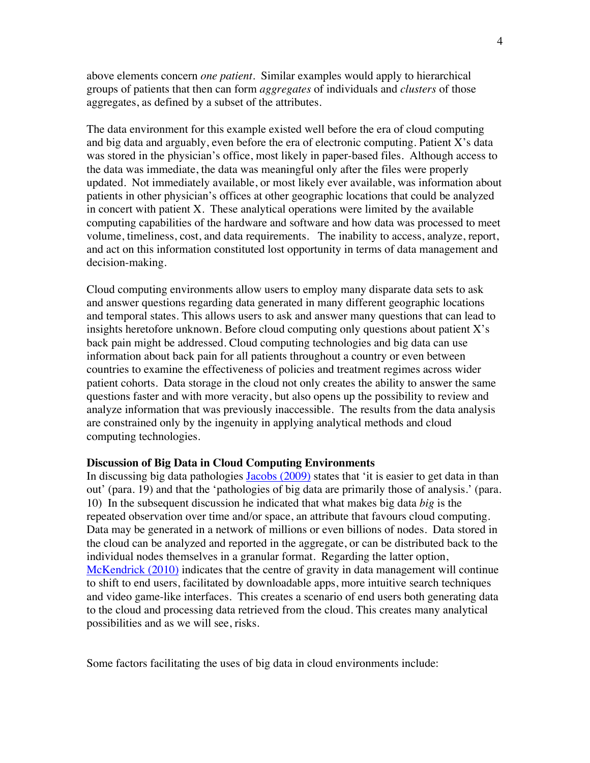above elements concern *one patient*. Similar examples would apply to hierarchical groups of patients that then can form *aggregates* of individuals and *clusters* of those aggregates, as defined by a subset of the attributes.

The data environment for this example existed well before the era of cloud computing and big data and arguably, even before the era of electronic computing. Patient X's data was stored in the physician's office, most likely in paper-based files. Although access to the data was immediate, the data was meaningful only after the files were properly updated. Not immediately available, or most likely ever available, was information about patients in other physician's offices at other geographic locations that could be analyzed in concert with patient X. These analytical operations were limited by the available computing capabilities of the hardware and software and how data was processed to meet volume, timeliness, cost, and data requirements. The inability to access, analyze, report, and act on this information constituted lost opportunity in terms of data management and decision-making.

Cloud computing environments allow users to employ many disparate data sets to ask and answer questions regarding data generated in many different geographic locations and temporal states. This allows users to ask and answer many questions that can lead to insights heretofore unknown. Before cloud computing only questions about patient X's back pain might be addressed. Cloud computing technologies and big data can use information about back pain for all patients throughout a country or even between countries to examine the effectiveness of policies and treatment regimes across wider patient cohorts. Data storage in the cloud not only creates the ability to answer the same questions faster and with more veracity, but also opens up the possibility to review and analyze information that was previously inaccessible. The results from the data analysis are constrained only by the ingenuity in applying analytical methods and cloud computing technologies.

**Discussion of Big Data in Cloud Computing Environments**

In discussing big data pathologies Jacobs (2009) states that 'it is easier to get data in than out' (para. 19) and that the 'pathologies of big data are primarily those of analysis.' (para. 10) In the subsequent discussion he indicated that what makes big data *big* is the repeated observation over time and/or space, an attribute that favours cloud computing. Data may be generated in a network of millions or even billions of nodes. Data stored in the cloud can be analyzed and reported in the aggregate, or can be distributed back to the individual nodes themselves in a granular format. Regarding the latter option, McKendrick (2010) indicates that the centre of gravity in data management will continue to shift to end users, facilitated by downloadable apps, more intuitive search techniques and video game-like interfaces. This creates a scenario of end users both generating data to the cloud and processing data retrieved from the cloud. This creates many analytical possibilities and as we will see, risks.

Some factors facilitating the uses of big data in cloud environments include: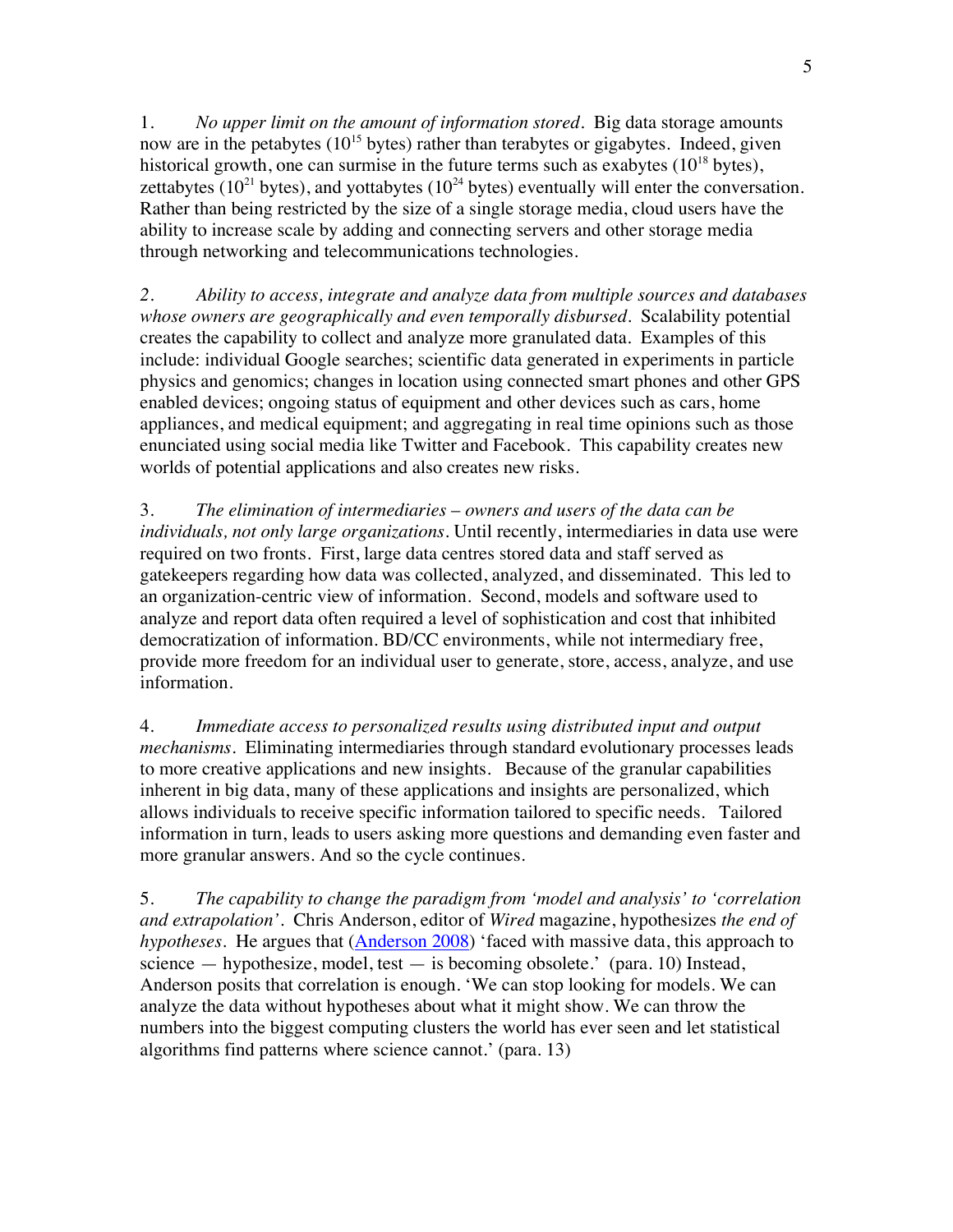1. *No upper limit on the amount of information stored*. Big data storage amounts now are in the petabytes ($10^{15}$ bytes) rather than terabytes or gigabytes. Indeed, given historical growth, one can surmise in the future terms such as exabytes ($10^{18}$ bytes), zettabytes ($10^{21}$ bytes), and yottabytes ($10^{24}$ bytes) eventually will enter the conversation. Rather than being restricted by the size of a single storage media, cloud users have the ability to increase scale by adding and connecting servers and other storage media through networking and telecommunications technologies.

*2. Ability to access, integrate and analyze data from multiple sources and databases whose owners are geographically and even temporally disbursed*. Scalability potential creates the capability to collect and analyze more granulated data. Examples of this include: individual Google searches; scientific data generated in experiments in particle physics and genomics; changes in location using connected smart phones and other GPS enabled devices; ongoing status of equipment and other devices such as cars, home appliances, and medical equipment; and aggregating in real time opinions such as those enunciated using social media like Twitter and Facebook. This capability creates new worlds of potential applications and also creates new risks.

3. *The elimination of intermediaries – owners and users of the data can be individuals, not only large organizations*. Until recently, intermediaries in data use were required on two fronts. First, large data centres stored data and staff served as gatekeepers regarding how data was collected, analyzed, and disseminated. This led to an organization-centric view of information. Second, models and software used to analyze and report data often required a level of sophistication and cost that inhibited democratization of information. BD/CC environments, while not intermediary free, provide more freedom for an individual user to generate, store, access, analyze, and use information.

4. *Immediate access to personalized results using distributed input and output mechanisms*. Eliminating intermediaries through standard evolutionary processes leads to more creative applications and new insights. Because of the granular capabilities inherent in big data, many of these applications and insights are personalized, which allows individuals to receive specific information tailored to specific needs. Tailored information in turn, leads to users asking more questions and demanding even faster and more granular answers. And so the cycle continues.

5. *The capability to change the paradigm from 'model and analysis' to 'correlation and extrapolation'*. Chris Anderson, editor of *Wired* magazine, hypothesizes *the end of hypotheses*. He argues that (Anderson 2008) 'faced with massive data, this approach to science — hypothesize, model, test — is becoming obsolete.' (para. 10) Instead, Anderson posits that correlation is enough. 'We can stop looking for models. We can analyze the data without hypotheses about what it might show. We can throw the numbers into the biggest computing clusters the world has ever seen and let statistical algorithms find patterns where science cannot.' (para. 13)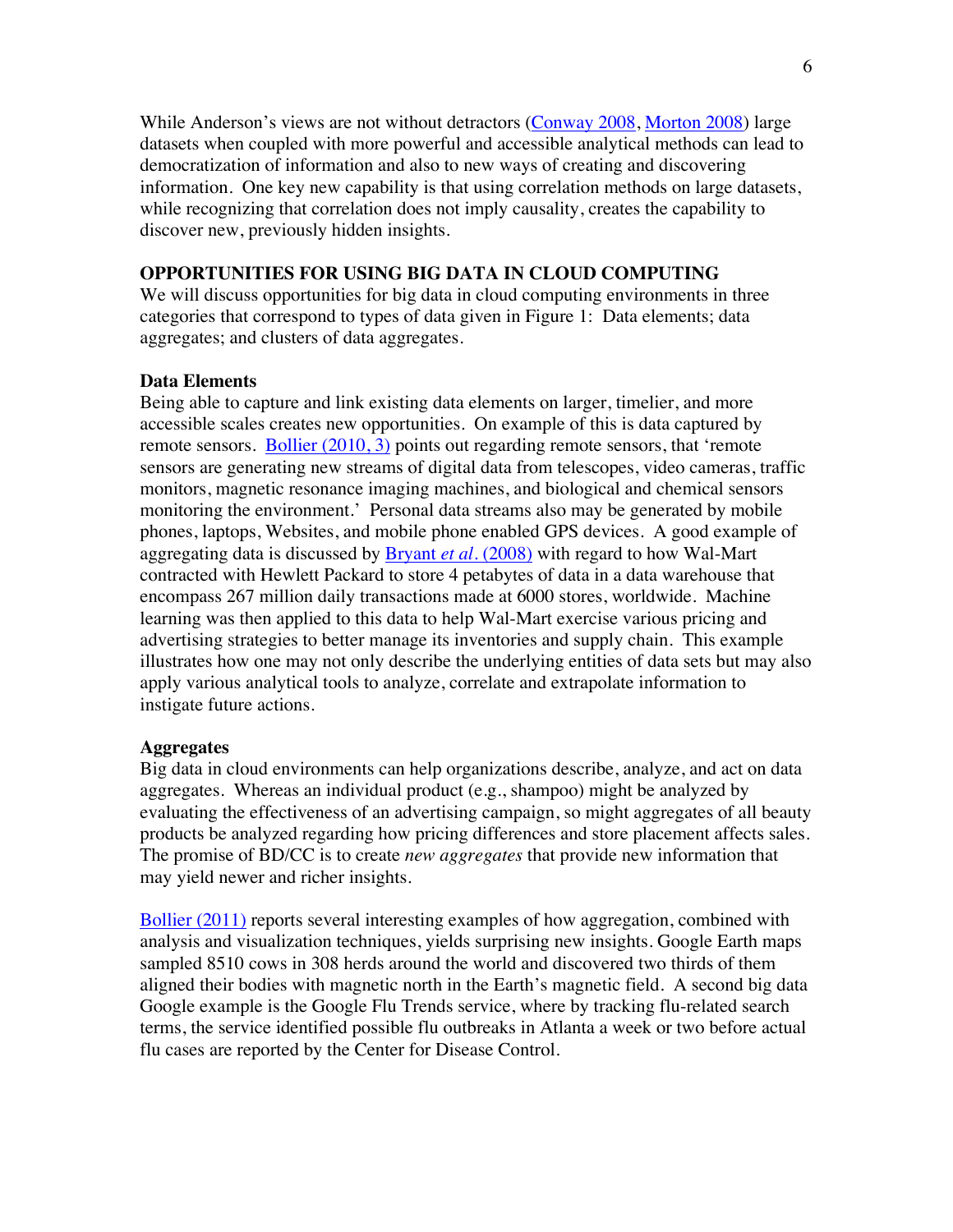While Anderson's views are not without detractors (Conway 2008, Morton 2008) large datasets when coupled with more powerful and accessible analytical methods can lead to democratization of information and also to new ways of creating and discovering information. One key new capability is that using correlation methods on large datasets, while recognizing that correlation does not imply causality, creates the capability to discover new, previously hidden insights.

## OPPORTUNITIES FOR USING BIG DATA IN CLOUD COMPUTING

We will discuss opportunities for big data in cloud computing environments in three categories that correspond to types of data given in Figure 1: Data elements; data aggregates; and clusters of data aggregates.

### Data Elements

Being able to capture and link existing data elements on larger, timelier, and more accessible scales creates new opportunities. On example of this is data captured by remote sensors. Bollier (2010, 3) points out regarding remote sensors, that 'remote sensors are generating new streams of digital data from telescopes, video cameras, traffic monitors, magnetic resonance imaging machines, and biological and chemical sensors monitoring the environment.' Personal data streams also may be generated by mobile phones, laptops, Websites, and mobile phone enabled GPS devices. A good example of aggregating data is discussed by Bryant *et al*. (2008) with regard to how Wal-Mart contracted with Hewlett Packard to store 4 petabytes of data in a data warehouse that encompass 267 million daily transactions made at 6000 stores, worldwide. Machine learning was then applied to this data to help Wal-Mart exercise various pricing and advertising strategies to better manage its inventories and supply chain. This example illustrates how one may not only describe the underlying entities of data sets but may also apply various analytical tools to analyze, correlate and extrapolate information to instigate future actions.

### Aggregates

Big data in cloud environments can help organizations describe, analyze, and act on data aggregates. Whereas an individual product (e.g., shampoo) might be analyzed by evaluating the effectiveness of an advertising campaign, so might aggregates of all beauty products be analyzed regarding how pricing differences and store placement affects sales. The promise of BD/CC is to create *new aggregates* that provide new information that may yield newer and richer insights.

Bollier (2011) reports several interesting examples of how aggregation, combined with analysis and visualization techniques, yields surprising new insights. Google Earth maps sampled 8510 cows in 308 herds around the world and discovered two thirds of them aligned their bodies with magnetic north in the Earth's magnetic field. A second big data Google example is the Google Flu Trends service, where by tracking flu-related search terms, the service identified possible flu outbreaks in Atlanta a week or two before actual flu cases are reported by the Center for Disease Control.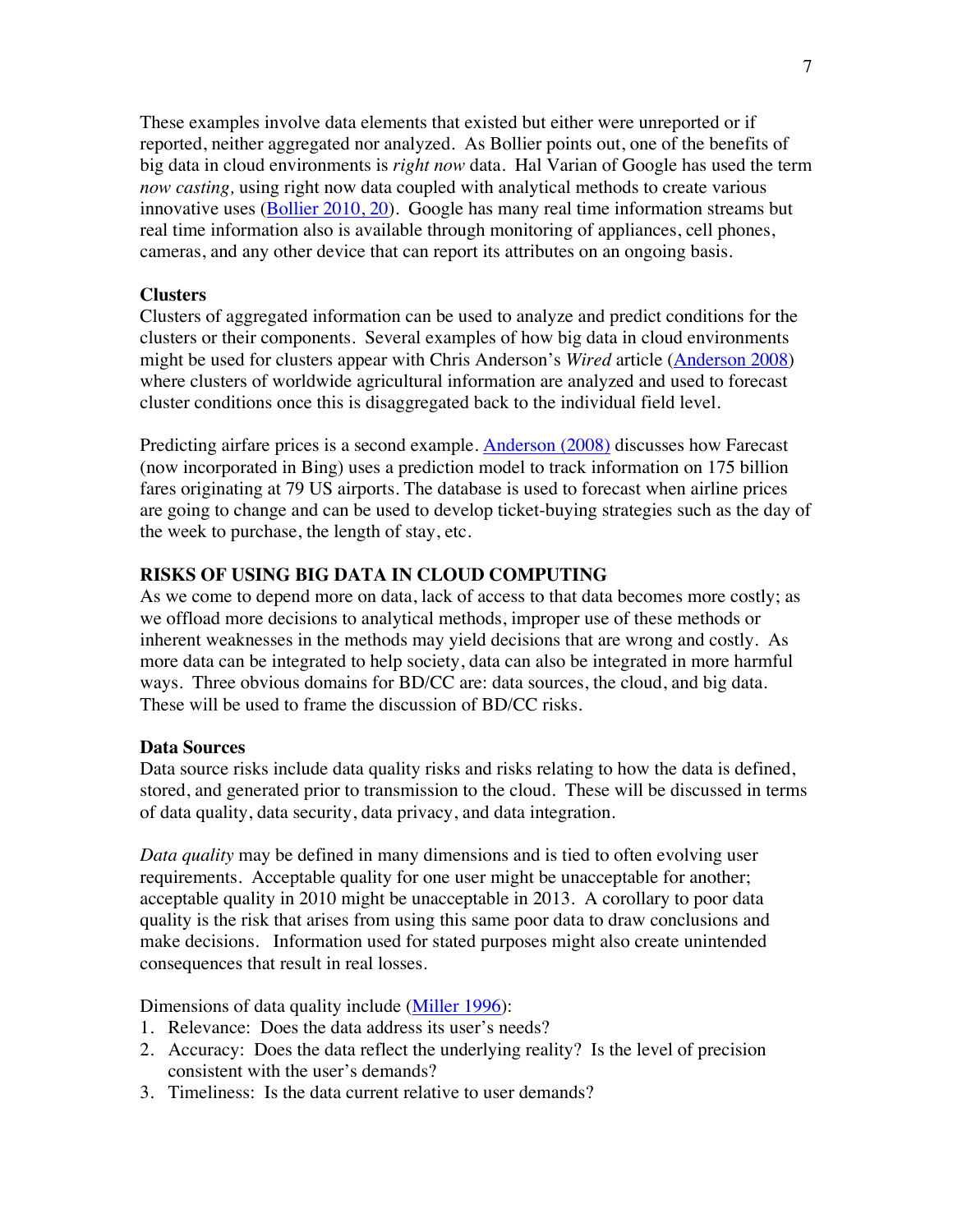These examples involve data elements that existed but either were unreported or if reported, neither aggregated nor analyzed. As Bollier points out, one of the benefits of big data in cloud environments is *right now* data. Hal Varian of Google has used the term *now casting,* using right now data coupled with analytical methods to create various innovative uses (Bollier 2010, 20). Google has many real time information streams but real time information also is available through monitoring of appliances, cell phones, cameras, and any other device that can report its attributes on an ongoing basis.

### Clusters

Clusters of aggregated information can be used to analyze and predict conditions for the clusters or their components. Several examples of how big data in cloud environments might be used for clusters appear with Chris Anderson's *Wired* article (Anderson 2008) where clusters of worldwide agricultural information are analyzed and used to forecast cluster conditions once this is disaggregated back to the individual field level.

Predicting airfare prices is a second example. Anderson (2008) discusses how Farecast (now incorporated in Bing) uses a prediction model to track information on 175 billion fares originating at 79 US airports. The database is used to forecast when airline prices are going to change and can be used to develop ticket-buying strategies such as the day of the week to purchase, the length of stay, etc.

## RISKS OF USING BIG DATA IN CLOUD COMPUTING

As we come to depend more on data, lack of access to that data becomes more costly; as we offload more decisions to analytical methods, improper use of these methods or inherent weaknesses in the methods may yield decisions that are wrong and costly. As more data can be integrated to help society, data can also be integrated in more harmful ways. Three obvious domains for BD/CC are: data sources, the cloud, and big data. These will be used to frame the discussion of BD/CC risks.

### Data Sources

Data source risks include data quality risks and risks relating to how the data is defined, stored, and generated prior to transmission to the cloud. These will be discussed in terms of data quality, data security, data privacy, and data integration.

*Data quality* may be defined in many dimensions and is tied to often evolving user requirements. Acceptable quality for one user might be unacceptable for another; acceptable quality in 2010 might be unacceptable in 2013. A corollary to poor data quality is the risk that arises from using this same poor data to draw conclusions and make decisions. Information used for stated purposes might also create unintended consequences that result in real losses.

Dimensions of data quality include (Miller 1996):

1. Relevance: Does the data address its user's needs?
2. Accuracy: Does the data reflect the underlying reality? Is the level of precision consistent with the user's demands?
3. Timeliness: Is the data current relative to user demands?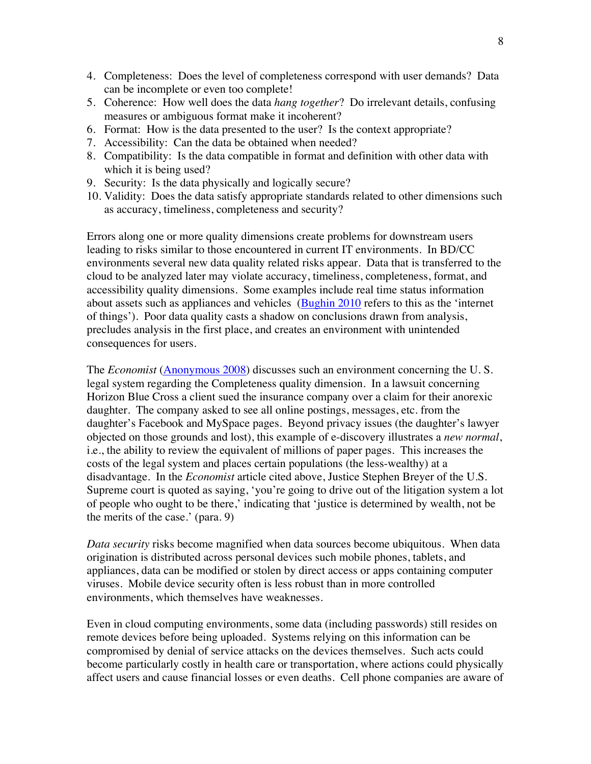4. Completeness: Does the level of completeness correspond with user demands? Data can be incomplete or even too complete!
5. Coherence: How well does the data *hang together*? Do irrelevant details, confusing measures or ambiguous format make it incoherent?
6. Format: How is the data presented to the user? Is the context appropriate?
7. Accessibility: Can the data be obtained when needed?
8. Compatibility: Is the data compatible in format and definition with other data with which it is being used?
9. Security: Is the data physically and logically secure?
10. Validity: Does the data satisfy appropriate standards related to other dimensions such as accuracy, timeliness, completeness and security?

Errors along one or more quality dimensions create problems for downstream users leading to risks similar to those encountered in current IT environments. In BD/CC environments several new data quality related risks appear. Data that is transferred to the cloud to be analyzed later may violate accuracy, timeliness, completeness, format, and accessibility quality dimensions. Some examples include real time status information about assets such as appliances and vehicles (Bughin 2010 refers to this as the 'internet of things'). Poor data quality casts a shadow on conclusions drawn from analysis, precludes analysis in the first place, and creates an environment with unintended consequences for users.

The *Economist* (Anonymous 2008) discusses such an environment concerning the U. S. legal system regarding the Completeness quality dimension. In a lawsuit concerning Horizon Blue Cross a client sued the insurance company over a claim for their anorexic daughter. The company asked to see all online postings, messages, etc. from the daughter's Facebook and MySpace pages. Beyond privacy issues (the daughter's lawyer objected on those grounds and lost), this example of e-discovery illustrates a *new normal*, i.e., the ability to review the equivalent of millions of paper pages. This increases the costs of the legal system and places certain populations (the less-wealthy) at a disadvantage. In the *Economist* article cited above, Justice Stephen Breyer of the U.S. Supreme court is quoted as saying, 'you're going to drive out of the litigation system a lot of people who ought to be there,' indicating that 'justice is determined by wealth, not be the merits of the case.' (para. 9)

*Data security* risks become magnified when data sources become ubiquitous. When data origination is distributed across personal devices such mobile phones, tablets, and appliances, data can be modified or stolen by direct access or apps containing computer viruses. Mobile device security often is less robust than in more controlled environments, which themselves have weaknesses.

Even in cloud computing environments, some data (including passwords) still resides on remote devices before being uploaded. Systems relying on this information can be compromised by denial of service attacks on the devices themselves. Such acts could become particularly costly in health care or transportation, where actions could physically affect users and cause financial losses or even deaths. Cell phone companies are aware of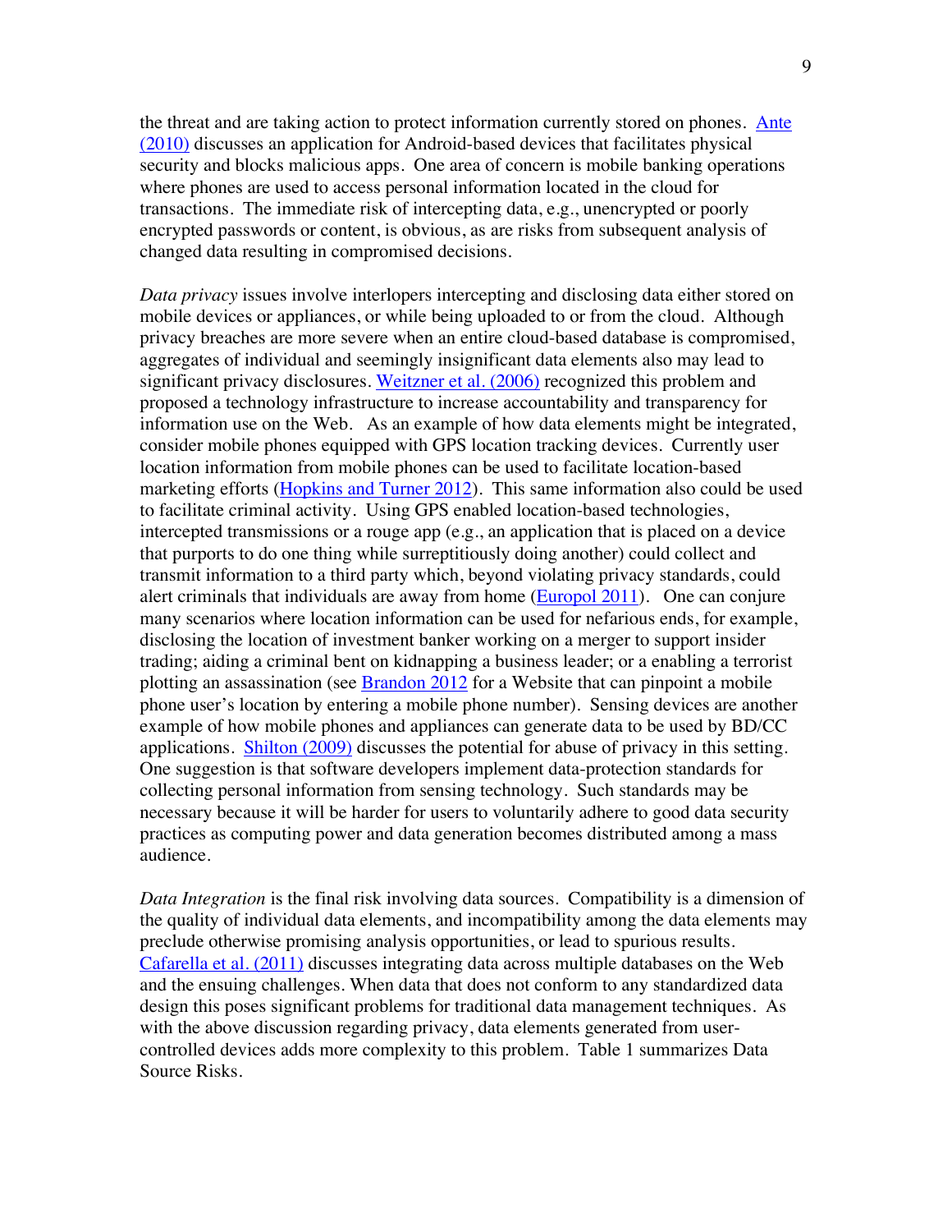the threat and are taking action to protect information currently stored on phones. Ante (2010) discusses an application for Android-based devices that facilitates physical security and blocks malicious apps. One area of concern is mobile banking operations where phones are used to access personal information located in the cloud for transactions. The immediate risk of intercepting data, e.g., unencrypted or poorly encrypted passwords or content, is obvious, as are risks from subsequent analysis of changed data resulting in compromised decisions.

*Data privacy* issues involve interlopers intercepting and disclosing data either stored on mobile devices or appliances, or while being uploaded to or from the cloud. Although privacy breaches are more severe when an entire cloud-based database is compromised, aggregates of individual and seemingly insignificant data elements also may lead to significant privacy disclosures. Weitzner et al. (2006) recognized this problem and proposed a technology infrastructure to increase accountability and transparency for information use on the Web. As an example of how data elements might be integrated, consider mobile phones equipped with GPS location tracking devices. Currently user location information from mobile phones can be used to facilitate location-based marketing efforts (Hopkins and Turner 2012). This same information also could be used to facilitate criminal activity. Using GPS enabled location-based technologies, intercepted transmissions or a rouge app (e.g., an application that is placed on a device that purports to do one thing while surreptitiously doing another) could collect and transmit information to a third party which, beyond violating privacy standards, could alert criminals that individuals are away from home (Europol 2011). One can conjure many scenarios where location information can be used for nefarious ends, for example, disclosing the location of investment banker working on a merger to support insider trading; aiding a criminal bent on kidnapping a business leader; or a enabling a terrorist plotting an assassination (see Brandon 2012 for a Website that can pinpoint a mobile phone user's location by entering a mobile phone number). Sensing devices are another example of how mobile phones and appliances can generate data to be used by BD/CC applications. Shilton (2009) discusses the potential for abuse of privacy in this setting. One suggestion is that software developers implement data-protection standards for collecting personal information from sensing technology. Such standards may be necessary because it will be harder for users to voluntarily adhere to good data security practices as computing power and data generation becomes distributed among a mass audience.

*Data Integration* is the final risk involving data sources. Compatibility is a dimension of the quality of individual data elements, and incompatibility among the data elements may preclude otherwise promising analysis opportunities, or lead to spurious results. Cafarella et al. (2011) discusses integrating data across multiple databases on the Web and the ensuing challenges. When data that does not conform to any standardized data design this poses significant problems for traditional data management techniques. As with the above discussion regarding privacy, data elements generated from user-controlled devices adds more complexity to this problem. Table 1 summarizes Data Source Risks.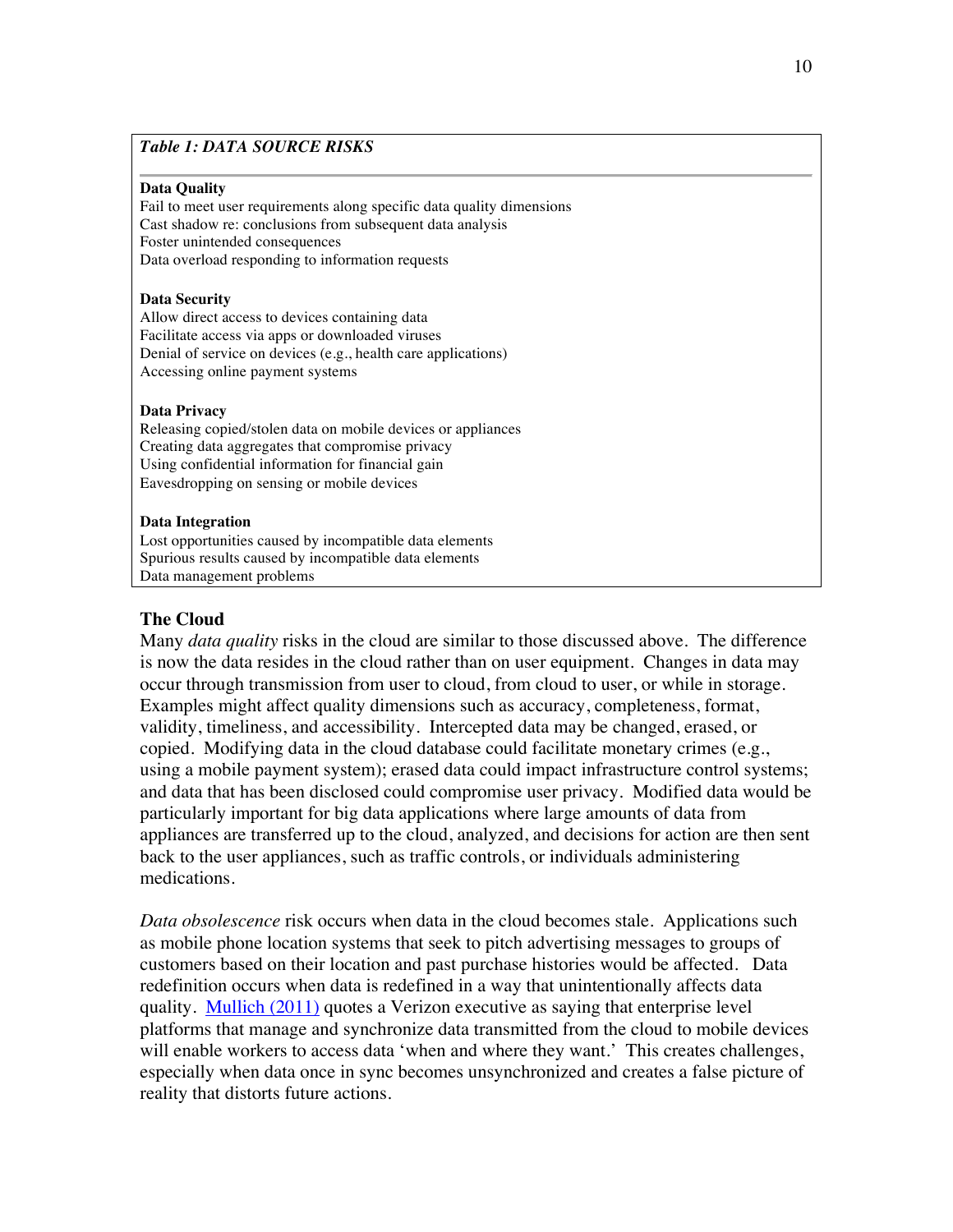*Table 1: DATA SOURCE RISKS*

**Data Quality**
Fail to meet user requirements along specific data quality dimensions
Cast shadow re: conclusions from subsequent data analysis
Foster unintended consequences
Data overload responding to information requests

**Data Security**
Allow direct access to devices containing data
Facilitate access via apps or downloaded viruses
Denial of service on devices (e.g., health care applications)
Accessing online payment systems

**Data Privacy**
Releasing copied/stolen data on mobile devices or appliances
Creating data aggregates that compromise privacy
Using confidential information for financial gain
Eavesdropping on sensing or mobile devices

**Data Integration**
Lost opportunities caused by incompatible data elements
Spurious results caused by incompatible data elements
Data management problems

## The Cloud

Many *data quality* risks in the cloud are similar to those discussed above. The difference is now the data resides in the cloud rather than on user equipment. Changes in data may occur through transmission from user to cloud, from cloud to user, or while in storage. Examples might affect quality dimensions such as accuracy, completeness, format, validity, timeliness, and accessibility. Intercepted data may be changed, erased, or copied. Modifying data in the cloud database could facilitate monetary crimes (e.g., using a mobile payment system); erased data could impact infrastructure control systems; and data that has been disclosed could compromise user privacy. Modified data would be particularly important for big data applications where large amounts of data from appliances are transferred up to the cloud, analyzed, and decisions for action are then sent back to the user appliances, such as traffic controls, or individuals administering medications.

*Data obsolescence* risk occurs when data in the cloud becomes stale. Applications such as mobile phone location systems that seek to pitch advertising messages to groups of customers based on their location and past purchase histories would be affected. Data redefinition occurs when data is redefined in a way that unintentionally affects data quality. Mullich (2011) quotes a Verizon executive as saying that enterprise level platforms that manage and synchronize data transmitted from the cloud to mobile devices will enable workers to access data 'when and where they want.' This creates challenges, especially when data once in sync becomes unsynchronized and creates a false picture of reality that distorts future actions.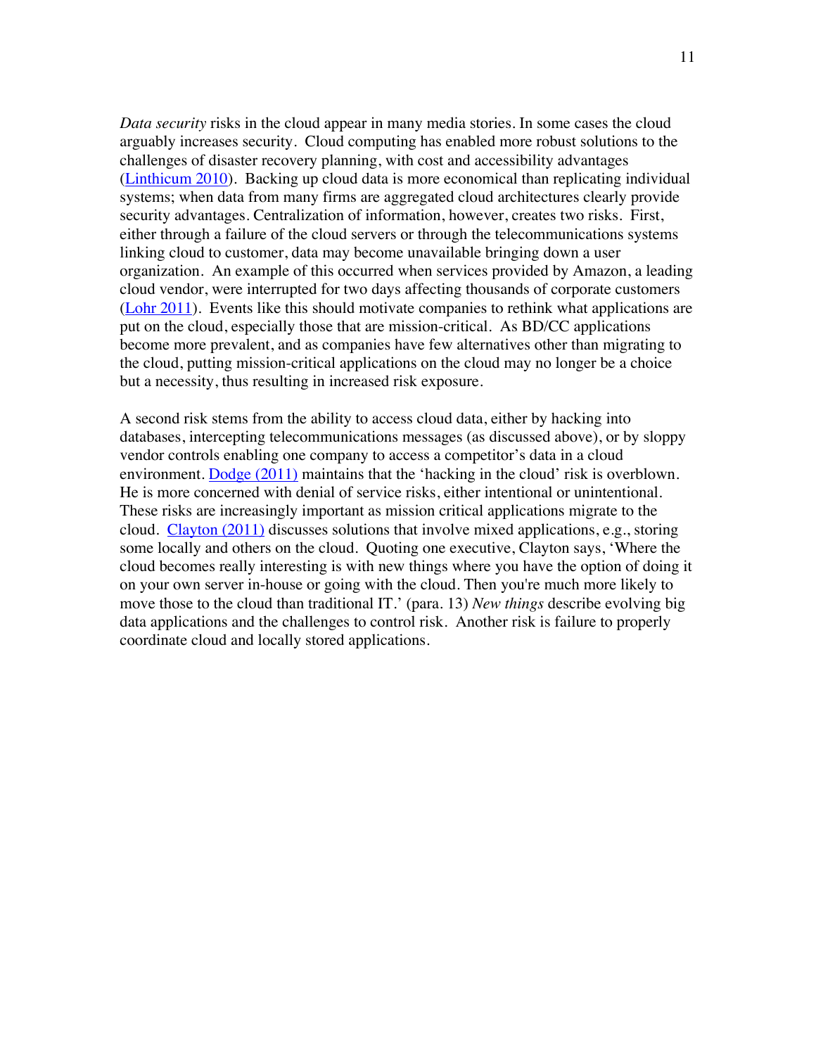*Data security* risks in the cloud appear in many media stories. In some cases the cloud arguably increases security. Cloud computing has enabled more robust solutions to the challenges of disaster recovery planning, with cost and accessibility advantages (Linthicum 2010). Backing up cloud data is more economical than replicating individual systems; when data from many firms are aggregated cloud architectures clearly provide security advantages. Centralization of information, however, creates two risks. First, either through a failure of the cloud servers or through the telecommunications systems linking cloud to customer, data may become unavailable bringing down a user organization. An example of this occurred when services provided by Amazon, a leading cloud vendor, were interrupted for two days affecting thousands of corporate customers (Lohr 2011). Events like this should motivate companies to rethink what applications are put on the cloud, especially those that are mission-critical. As BD/CC applications become more prevalent, and as companies have few alternatives other than migrating to the cloud, putting mission-critical applications on the cloud may no longer be a choice but a necessity, thus resulting in increased risk exposure.

A second risk stems from the ability to access cloud data, either by hacking into databases, intercepting telecommunications messages (as discussed above), or by sloppy vendor controls enabling one company to access a competitor's data in a cloud environment. Dodge (2011) maintains that the 'hacking in the cloud' risk is overblown. He is more concerned with denial of service risks, either intentional or unintentional. These risks are increasingly important as mission critical applications migrate to the cloud. Clayton (2011) discusses solutions that involve mixed applications, e.g., storing some locally and others on the cloud. Quoting one executive, Clayton says, 'Where the cloud becomes really interesting is with new things where you have the option of doing it on your own server in-house or going with the cloud. Then you're much more likely to move those to the cloud than traditional IT.' (para. 13) *New things* describe evolving big data applications and the challenges to control risk. Another risk is failure to properly coordinate cloud and locally stored applications.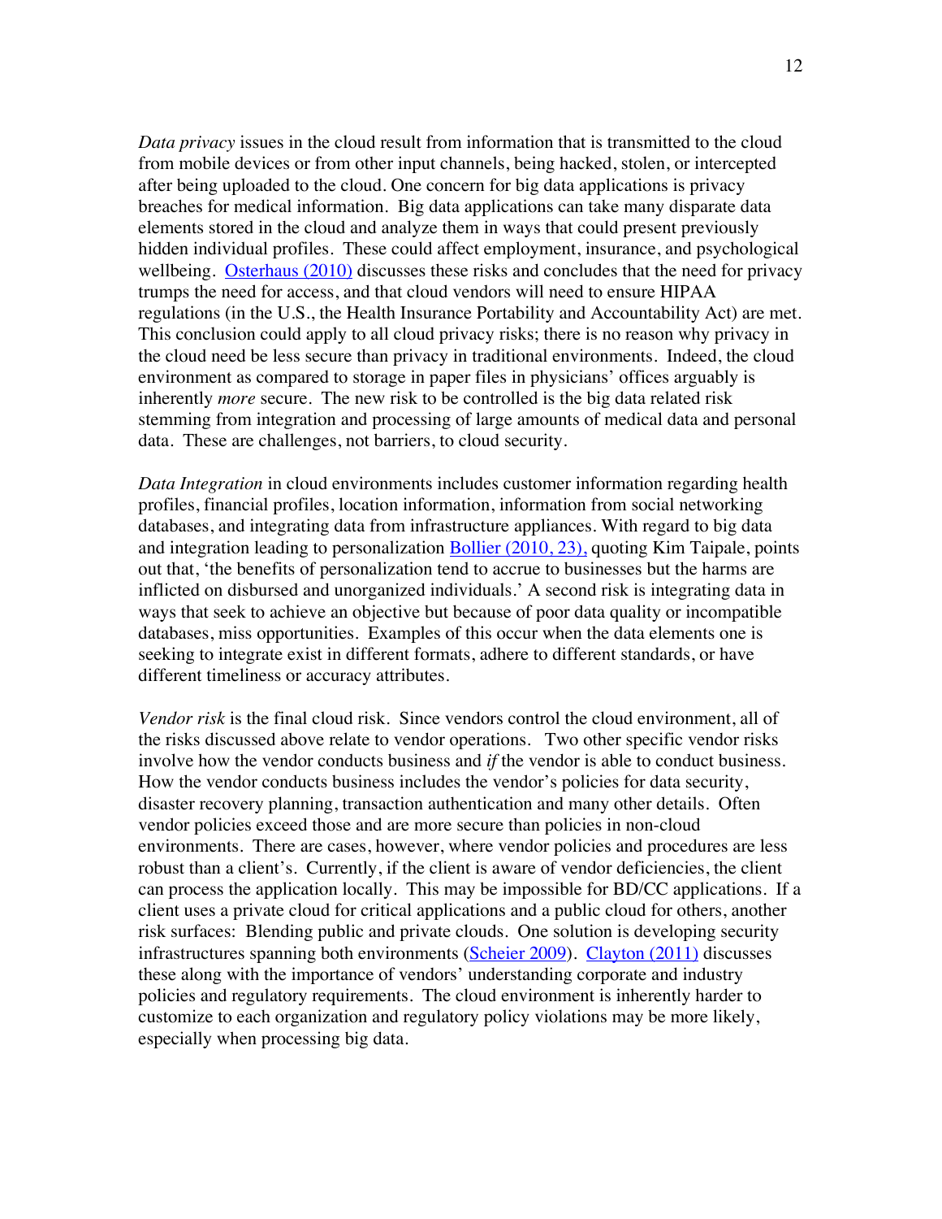*Data privacy* issues in the cloud result from information that is transmitted to the cloud from mobile devices or from other input channels, being hacked, stolen, or intercepted after being uploaded to the cloud. One concern for big data applications is privacy breaches for medical information. Big data applications can take many disparate data elements stored in the cloud and analyze them in ways that could present previously hidden individual profiles. These could affect employment, insurance, and psychological wellbeing. Osterhaus (2010) discusses these risks and concludes that the need for privacy trumps the need for access, and that cloud vendors will need to ensure HIPAA regulations (in the U.S., the Health Insurance Portability and Accountability Act) are met. This conclusion could apply to all cloud privacy risks; there is no reason why privacy in the cloud need be less secure than privacy in traditional environments. Indeed, the cloud environment as compared to storage in paper files in physicians' offices arguably is inherently *more* secure. The new risk to be controlled is the big data related risk stemming from integration and processing of large amounts of medical data and personal data. These are challenges, not barriers, to cloud security.

*Data Integration* in cloud environments includes customer information regarding health profiles, financial profiles, location information, information from social networking databases, and integrating data from infrastructure appliances. With regard to big data and integration leading to personalization Bollier (2010, 23), quoting Kim Taipale, points out that, 'the benefits of personalization tend to accrue to businesses but the harms are inflicted on disbursed and unorganized individuals.' A second risk is integrating data in ways that seek to achieve an objective but because of poor data quality or incompatible databases, miss opportunities. Examples of this occur when the data elements one is seeking to integrate exist in different formats, adhere to different standards, or have different timeliness or accuracy attributes.

*Vendor risk* is the final cloud risk. Since vendors control the cloud environment, all of the risks discussed above relate to vendor operations. Two other specific vendor risks involve how the vendor conducts business and *if* the vendor is able to conduct business. How the vendor conducts business includes the vendor's policies for data security, disaster recovery planning, transaction authentication and many other details. Often vendor policies exceed those and are more secure than policies in non-cloud environments. There are cases, however, where vendor policies and procedures are less robust than a client's. Currently, if the client is aware of vendor deficiencies, the client can process the application locally. This may be impossible for BD/CC applications. If a client uses a private cloud for critical applications and a public cloud for others, another risk surfaces: Blending public and private clouds. One solution is developing security infrastructures spanning both environments (Scheier 2009). Clayton (2011) discusses these along with the importance of vendors' understanding corporate and industry policies and regulatory requirements. The cloud environment is inherently harder to customize to each organization and regulatory policy violations may be more likely, especially when processing big data.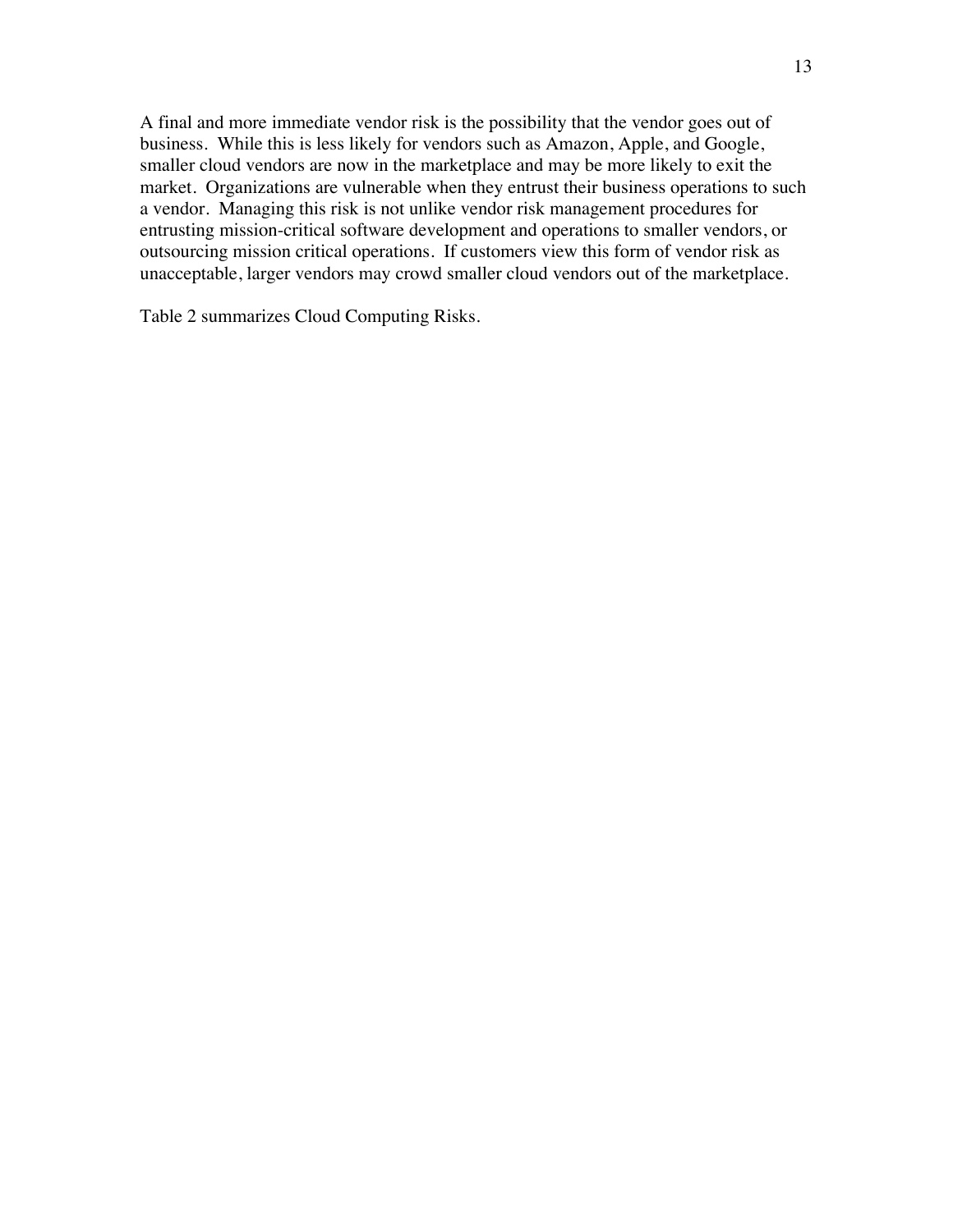A final and more immediate vendor risk is the possibility that the vendor goes out of business. While this is less likely for vendors such as Amazon, Apple, and Google, smaller cloud vendors are now in the marketplace and may be more likely to exit the market. Organizations are vulnerable when they entrust their business operations to such a vendor. Managing this risk is not unlike vendor risk management procedures for entrusting mission-critical software development and operations to smaller vendors, or outsourcing mission critical operations. If customers view this form of vendor risk as unacceptable, larger vendors may crowd smaller cloud vendors out of the marketplace.

Table 2 summarizes Cloud Computing Risks.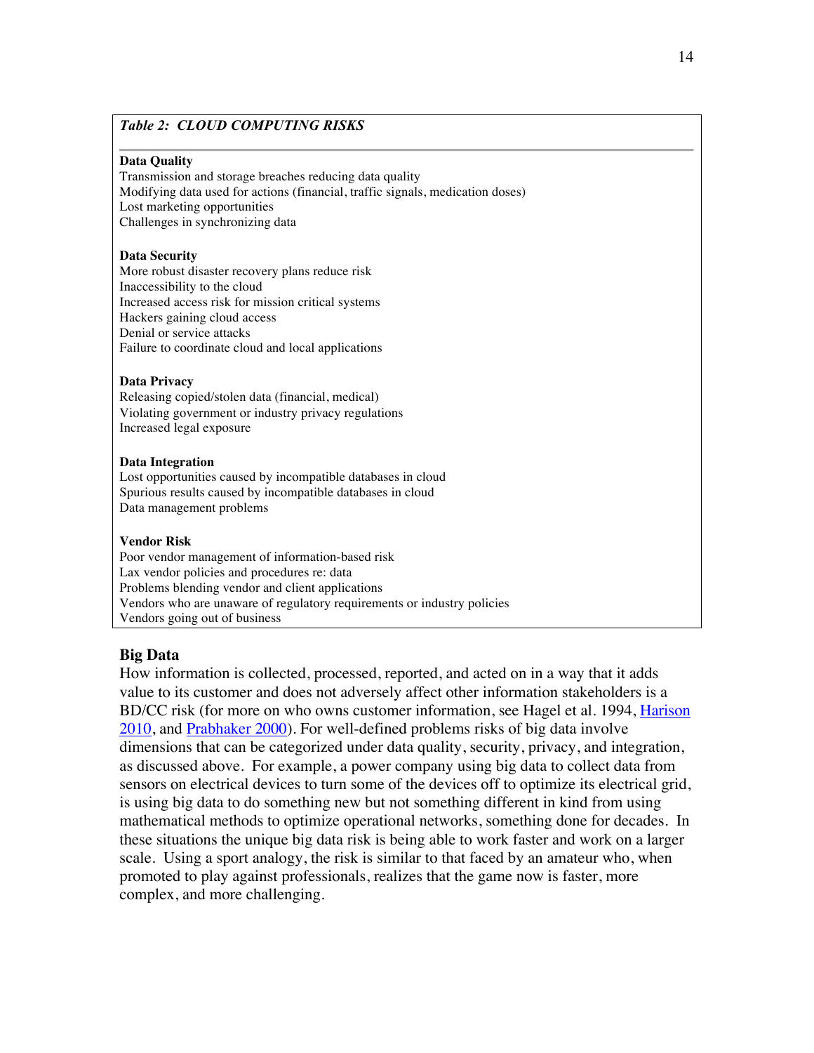*Table 2: CLOUD COMPUTING RISKS*

**Data Quality**
Transmission and storage breaches reducing data quality
Modifying data used for actions (financial, traffic signals, medication doses)
Lost marketing opportunities
Challenges in synchronizing data

**Data Security**
More robust disaster recovery plans reduce risk
Inaccessibility to the cloud
Increased access risk for mission critical systems
Hackers gaining cloud access
Denial or service attacks
Failure to coordinate cloud and local applications

**Data Privacy**
Releasing copied/stolen data (financial, medical)
Violating government or industry privacy regulations
Increased legal exposure

**Data Integration**
Lost opportunities caused by incompatible databases in cloud
Spurious results caused by incompatible databases in cloud
Data management problems

**Vendor Risk**
Poor vendor management of information-based risk
Lax vendor policies and procedures re: data
Problems blending vendor and client applications
Vendors who are unaware of regulatory requirements or industry policies
Vendors going out of business

## Big Data

How information is collected, processed, reported, and acted on in a way that it adds value to its customer and does not adversely affect other information stakeholders is a BD/CC risk (for more on who owns customer information, see Hagel et al. 1994, Harison 2010, and Prabhaker 2000). For well-defined problems risks of big data involve dimensions that can be categorized under data quality, security, privacy, and integration, as discussed above. For example, a power company using big data to collect data from sensors on electrical devices to turn some of the devices off to optimize its electrical grid, is using big data to do something new but not something different in kind from using mathematical methods to optimize operational networks, something done for decades. In these situations the unique big data risk is being able to work faster and work on a larger scale. Using a sport analogy, the risk is similar to that faced by an amateur who, when promoted to play against professionals, realizes that the game now is faster, more complex, and more challenging.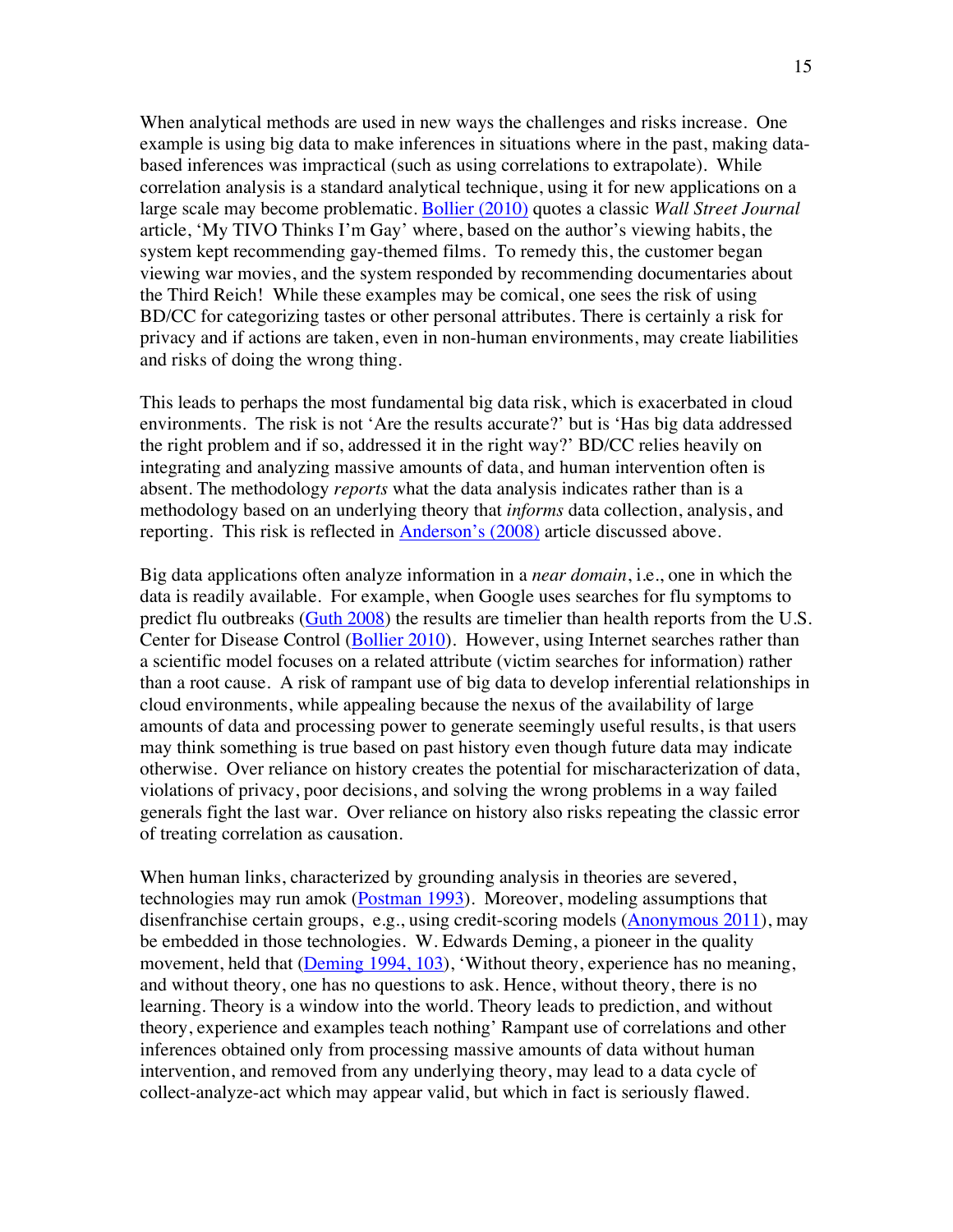When analytical methods are used in new ways the challenges and risks increase. One example is using big data to make inferences in situations where in the past, making data-based inferences was impractical (such as using correlations to extrapolate). While correlation analysis is a standard analytical technique, using it for new applications on a large scale may become problematic. Bollier (2010) quotes a classic *Wall Street Journal* article, 'My TIVO Thinks I'm Gay' where, based on the author's viewing habits, the system kept recommending gay-themed films. To remedy this, the customer began viewing war movies, and the system responded by recommending documentaries about the Third Reich! While these examples may be comical, one sees the risk of using BD/CC for categorizing tastes or other personal attributes. There is certainly a risk for privacy and if actions are taken, even in non-human environments, may create liabilities and risks of doing the wrong thing.

This leads to perhaps the most fundamental big data risk, which is exacerbated in cloud environments. The risk is not 'Are the results accurate?' but is 'Has big data addressed the right problem and if so, addressed it in the right way?' BD/CC relies heavily on integrating and analyzing massive amounts of data, and human intervention often is absent. The methodology *reports* what the data analysis indicates rather than is a methodology based on an underlying theory that *informs* data collection, analysis, and reporting. This risk is reflected in Anderson's (2008) article discussed above.

Big data applications often analyze information in a *near domain*, i.e., one in which the data is readily available. For example, when Google uses searches for flu symptoms to predict flu outbreaks (Guth 2008) the results are timelier than health reports from the U.S. Center for Disease Control (Bollier 2010). However, using Internet searches rather than a scientific model focuses on a related attribute (victim searches for information) rather than a root cause. A risk of rampant use of big data to develop inferential relationships in cloud environments, while appealing because the nexus of the availability of large amounts of data and processing power to generate seemingly useful results, is that users may think something is true based on past history even though future data may indicate otherwise. Over reliance on history creates the potential for mischaracterization of data, violations of privacy, poor decisions, and solving the wrong problems in a way failed generals fight the last war. Over reliance on history also risks repeating the classic error of treating correlation as causation.

When human links, characterized by grounding analysis in theories are severed, technologies may run amok (Postman 1993). Moreover, modeling assumptions that disenfranchise certain groups, e.g., using credit-scoring models (Anonymous 2011), may be embedded in those technologies. W. Edwards Deming, a pioneer in the quality movement, held that (Deming 1994, 103), 'Without theory, experience has no meaning, and without theory, one has no questions to ask. Hence, without theory, there is no learning. Theory is a window into the world. Theory leads to prediction, and without theory, experience and examples teach nothing' Rampant use of correlations and other inferences obtained only from processing massive amounts of data without human intervention, and removed from any underlying theory, may lead to a data cycle of collect-analyze-act which may appear valid, but which in fact is seriously flawed.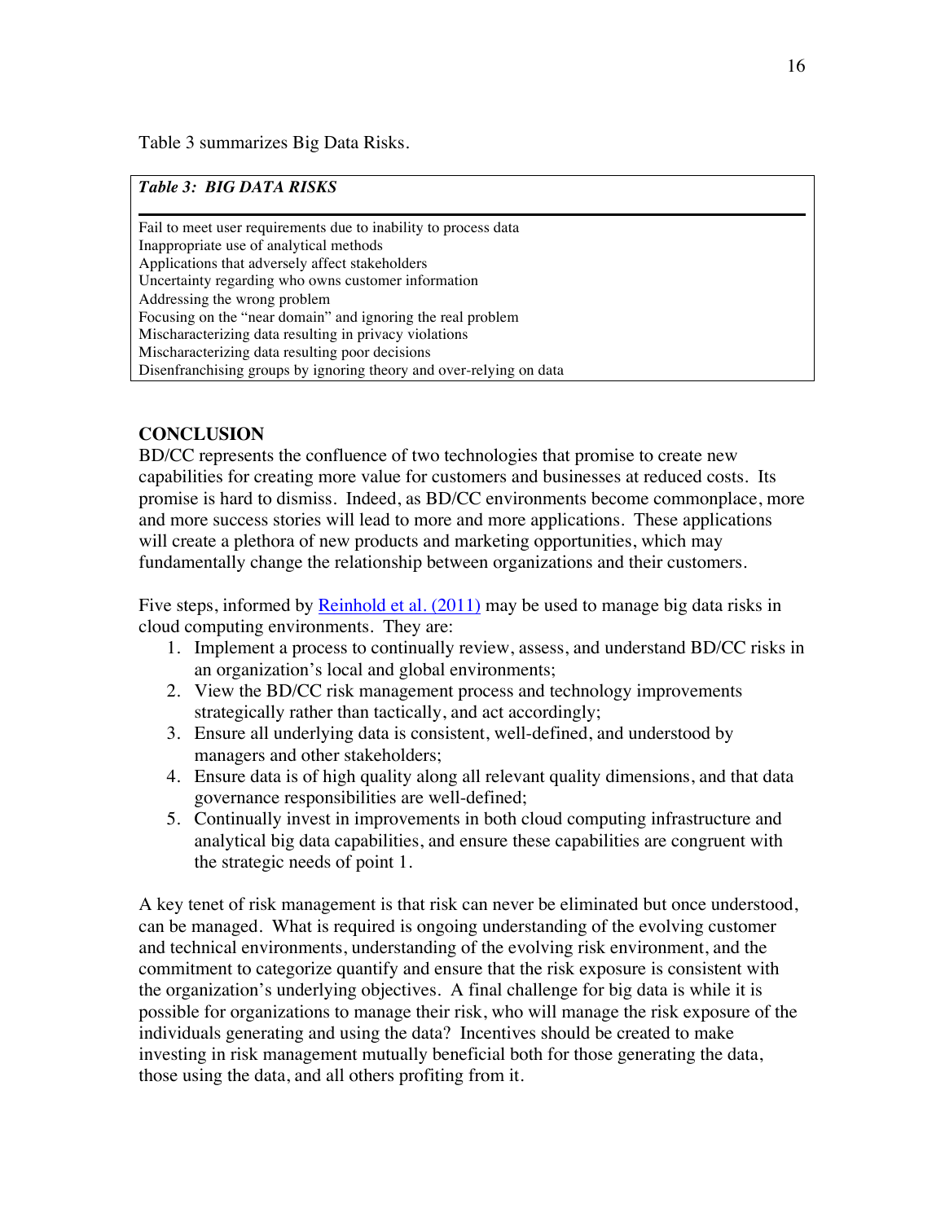Table 3 summarizes Big Data Risks.

| *Table 3: BIG DATA RISKS* |
| --- |
| Fail to meet user requirements due to inability to process data |
| Inappropriate use of analytical methods |
| Applications that adversely affect stakeholders |
| Uncertainty regarding who owns customer information |
| Addressing the wrong problem |
| Focusing on the "near domain" and ignoring the real problem |
| Mischaracterizing data resulting in privacy violations |
| Mischaracterizing data resulting poor decisions |
| Disenfranchising groups by ignoring theory and over-relying on data |

## CONCLUSION

BD/CC represents the confluence of two technologies that promise to create new capabilities for creating more value for customers and businesses at reduced costs. Its promise is hard to dismiss. Indeed, as BD/CC environments become commonplace, more and more success stories will lead to more and more applications. These applications will create a plethora of new products and marketing opportunities, which may fundamentally change the relationship between organizations and their customers.

Five steps, informed by Reinhold et al. (2011) may be used to manage big data risks in cloud computing environments. They are:

1. Implement a process to continually review, assess, and understand BD/CC risks in an organization's local and global environments;
2. View the BD/CC risk management process and technology improvements strategically rather than tactically, and act accordingly;
3. Ensure all underlying data is consistent, well-defined, and understood by managers and other stakeholders;
4. Ensure data is of high quality along all relevant quality dimensions, and that data governance responsibilities are well-defined;
5. Continually invest in improvements in both cloud computing infrastructure and analytical big data capabilities, and ensure these capabilities are congruent with the strategic needs of point 1.

A key tenet of risk management is that risk can never be eliminated but once understood, can be managed. What is required is ongoing understanding of the evolving customer and technical environments, understanding of the evolving risk environment, and the commitment to categorize quantify and ensure that the risk exposure is consistent with the organization's underlying objectives. A final challenge for big data is while it is possible for organizations to manage their risk, who will manage the risk exposure of the individuals generating and using the data? Incentives should be created to make investing in risk management mutually beneficial both for those generating the data, those using the data, and all others profiting from it.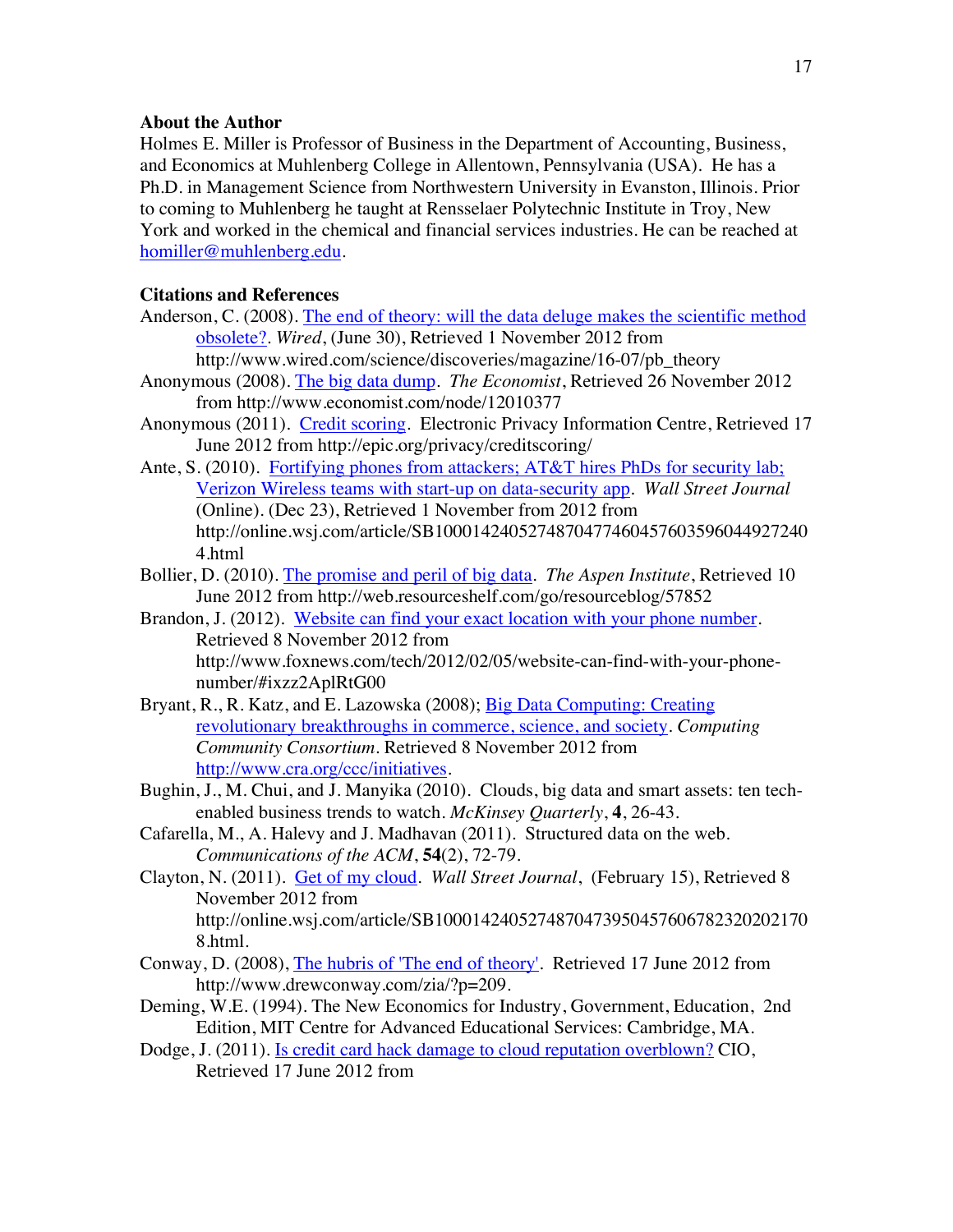**About the Author**

Holmes E. Miller is Professor of Business in the Department of Accounting, Business, and Economics at Muhlenberg College in Allentown, Pennsylvania (USA). He has a Ph.D. in Management Science from Northwestern University in Evanston, Illinois. Prior to coming to Muhlenberg he taught at Rensselaer Polytechnic Institute in Troy, New York and worked in the chemical and financial services industries. He can be reached at homiller@muhlenberg.edu.

**Citations and References**

Anderson, C. (2008). The end of theory: will the data deluge makes the scientific method obsolete?. *Wired*, (June 30), Retrieved 1 November 2012 from http://www.wired.com/science/discoveries/magazine/16-07/pb_theory

Anonymous (2008). The big data dump. *The Economist*, Retrieved 26 November 2012 from http://www.economist.com/node/12010377

Anonymous (2011). Credit scoring. Electronic Privacy Information Centre, Retrieved 17 June 2012 from http://epic.org/privacy/creditscoring/

Ante, S. (2010). Fortifying phones from attackers; AT&T hires PhDs for security lab; Verizon Wireless teams with start-up on data-security app. *Wall Street Journal* (Online). (Dec 23), Retrieved 1 November from 2012 from http://online.wsj.com/article/SB10001424052748704774604576035960449272404.html

Bollier, D. (2010). The promise and peril of big data. *The Aspen Institute*, Retrieved 10 June 2012 from http://web.resourceshelf.com/go/resourceblog/57852

Brandon, J. (2012). Website can find your exact location with your phone number. Retrieved 8 November 2012 from http://www.foxnews.com/tech/2012/02/05/website-can-find-with-your-phone-number/#ixzz2AplRtG00

Bryant, R., R. Katz, and E. Lazowska (2008); Big Data Computing: Creating revolutionary breakthroughs in commerce, science, and society. *Computing Community Consortium*. Retrieved 8 November 2012 from http://www.cra.org/ccc/initiatives.

Bughin, J., M. Chui, and J. Manyika (2010). Clouds, big data and smart assets: ten tech-enabled business trends to watch. *McKinsey Quarterly*, **4**, 26-43.

Cafarella, M., A. Halevy and J. Madhavan (2011). Structured data on the web. *Communications of the ACM*, **54**(2), 72-79.

Clayton, N. (2011). Get of my cloud. *Wall Street Journal*, (February 15), Retrieved 8 November 2012 from http://online.wsj.com/article/SB10001424052748704739504576067823202021708.html.

Conway, D. (2008), The hubris of 'The end of theory'. Retrieved 17 June 2012 from http://www.drewconway.com/zia/?p=209.

Deming, W.E. (1994). The New Economics for Industry, Government, Education, 2nd Edition, MIT Centre for Advanced Educational Services: Cambridge, MA.

Dodge, J. (2011). Is credit card hack damage to cloud reputation overblown? CIO, Retrieved 17 June 2012 from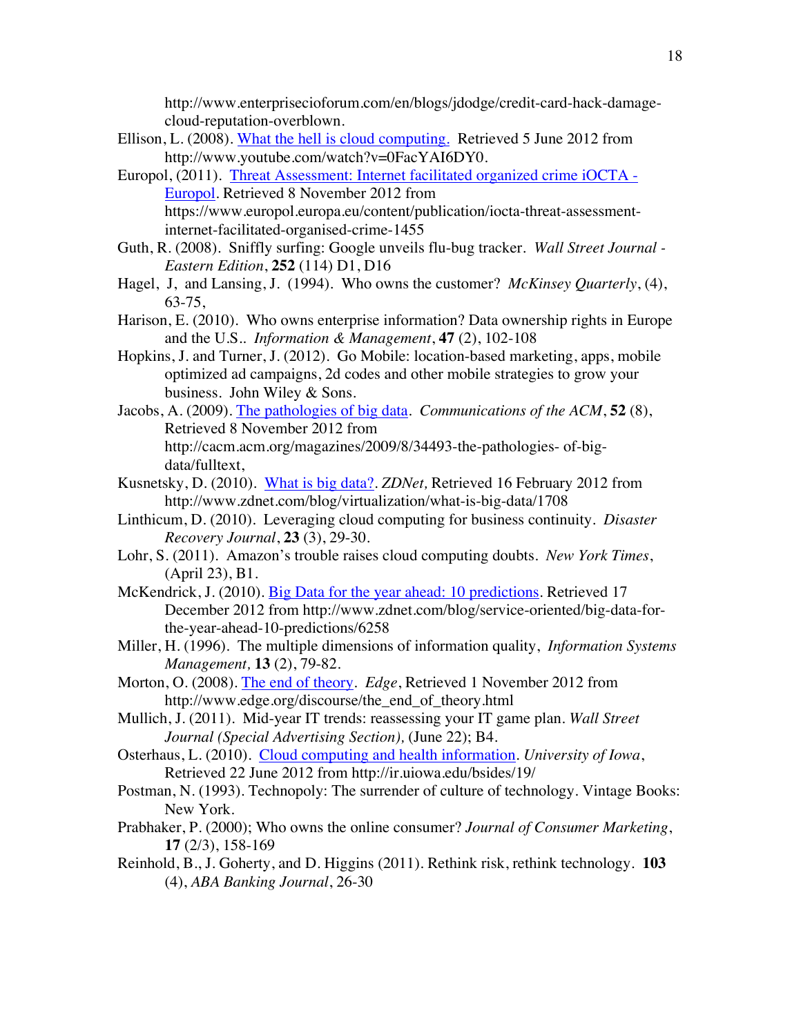http://www.enterprisecioforum.com/en/blogs/jdodge/credit-card-hack-damage-cloud-reputation-overblown.

Ellison, L. (2008). [What the hell is cloud computing.](http://www.youtube.com/watch?v=0FacYAI6DY0) Retrieved 5 June 2012 from http://www.youtube.com/watch?v=0FacYAI6DY0.

Europol, (2011). [Threat Assessment: Internet facilitated organized crime iOCTA - Europol](https://www.europol.europa.eu/content/publication/iocta-threat-assessment-internet-facilitated-organised-crime-1455). Retrieved 8 November 2012 from https://www.europol.europa.eu/content/publication/iocta-threat-assessment-internet-facilitated-organised-crime-1455

Guth, R. (2008). Sniffly surfing: Google unveils flu-bug tracker. *Wall Street Journal - Eastern Edition*, **252** (114) D1, D16

Hagel, J, and Lansing, J. (1994). Who owns the customer? *McKinsey Quarterly*, (4), 63-75,

Harison, E. (2010). Who owns enterprise information? Data ownership rights in Europe and the U.S.. *Information & Management*, **47** (2), 102-108

Hopkins, J. and Turner, J. (2012). Go Mobile: location-based marketing, apps, mobile optimized ad campaigns, 2d codes and other mobile strategies to grow your business. John Wiley & Sons.

Jacobs, A. (2009). [The pathologies of big data](http://cacm.acm.org/magazines/2009/8/34493-the-pathologies-of-big-data/fulltext). *Communications of the ACM*, **52** (8), Retrieved 8 November 2012 from http://cacm.acm.org/magazines/2009/8/34493-the-pathologies- of-big-data/fulltext,

Kusnetsky, D. (2010). [What is big data?](http://www.zdnet.com/blog/virtualization/what-is-big-data/1708). *ZDNet,* Retrieved 16 February 2012 from http://www.zdnet.com/blog/virtualization/what-is-big-data/1708

Linthicum, D. (2010). Leveraging cloud computing for business continuity. *Disaster Recovery Journal*, **23** (3), 29-30.

Lohr, S. (2011). Amazon's trouble raises cloud computing doubts. *New York Times*, (April 23), B1.

McKendrick, J. (2010). [Big Data for the year ahead: 10 predictions](http://www.zdnet.com/blog/service-oriented/big-data-for-the-year-ahead-10-predictions/6258). Retrieved 17 December 2012 from http://www.zdnet.com/blog/service-oriented/big-data-for-the-year-ahead-10-predictions/6258

Miller, H. (1996). The multiple dimensions of information quality, *Information Systems Management,* **13** (2), 79-82.

Morton, O. (2008). [The end of theory](http://www.edge.org/discourse/the_end_of_theory.html). *Edge*, Retrieved 1 November 2012 from http://www.edge.org/discourse/the_end_of_theory.html

Mullich, J. (2011). Mid-year IT trends: reassessing your IT game plan. *Wall Street Journal (Special Advertising Section),* (June 22); B4.

Osterhaus, L. (2010). [Cloud computing and health information](http://ir.uiowa.edu/bsides/19/). *University of Iowa*, Retrieved 22 June 2012 from http://ir.uiowa.edu/bsides/19/

Postman, N. (1993). Technopoly: The surrender of culture of technology. Vintage Books: New York.

Prabhaker, P. (2000); Who owns the online consumer? *Journal of Consumer Marketing*, **17** (2/3), 158-169

Reinhold, B., J. Goherty, and D. Higgins (2011). Rethink risk, rethink technology. **103** (4), *ABA Banking Journal*, 26-30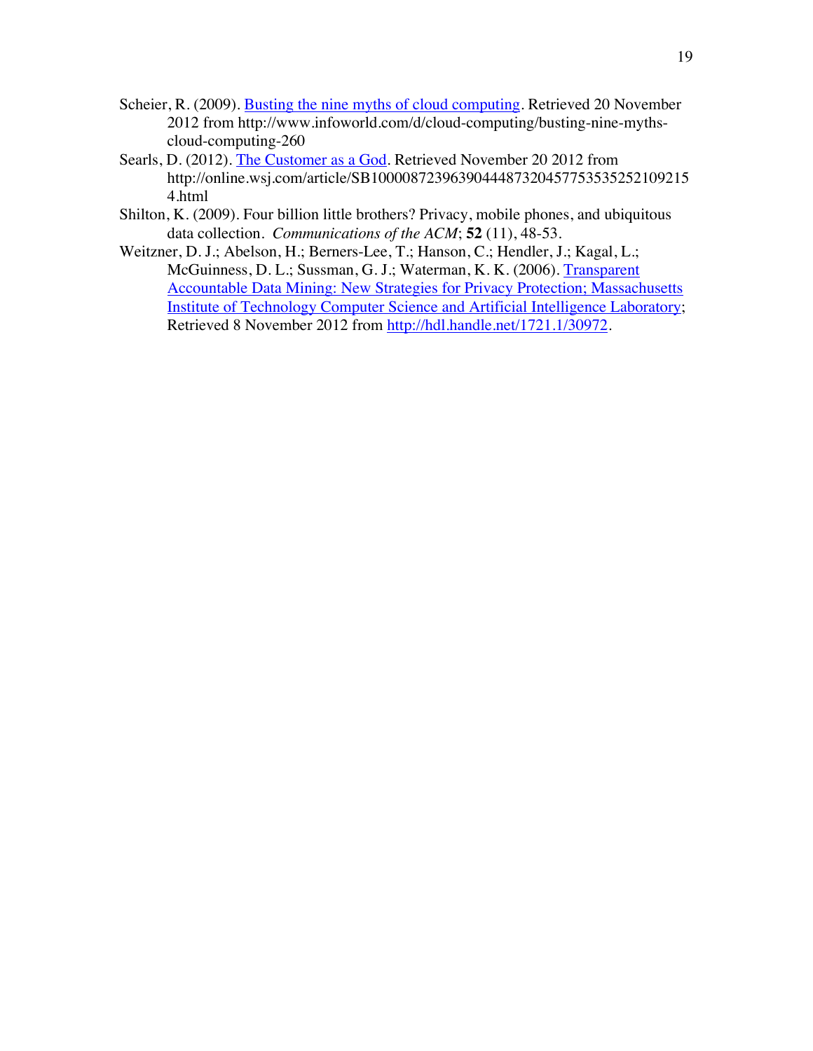Scheier, R. (2009). Busting the nine myths of cloud computing. Retrieved 20 November 2012 from http://www.infoworld.com/d/cloud-computing/busting-nine-myths-cloud-computing-260

Searls, D. (2012). The Customer as a God. Retrieved November 20 2012 from http://online.wsj.com/article/SB10000872396390444873204577535352521092154.html

Shilton, K. (2009). Four billion little brothers? Privacy, mobile phones, and ubiquitous data collection. *Communications of the ACM*; **52** (11), 48-53.

Weitzner, D. J.; Abelson, H.; Berners-Lee, T.; Hanson, C.; Hendler, J.; Kagal, L.; McGuinness, D. L.; Sussman, G. J.; Waterman, K. K. (2006). Transparent Accountable Data Mining: New Strategies for Privacy Protection; Massachusetts Institute of Technology Computer Science and Artificial Intelligence Laboratory; Retrieved 8 November 2012 from http://hdl.handle.net/1721.1/30972.